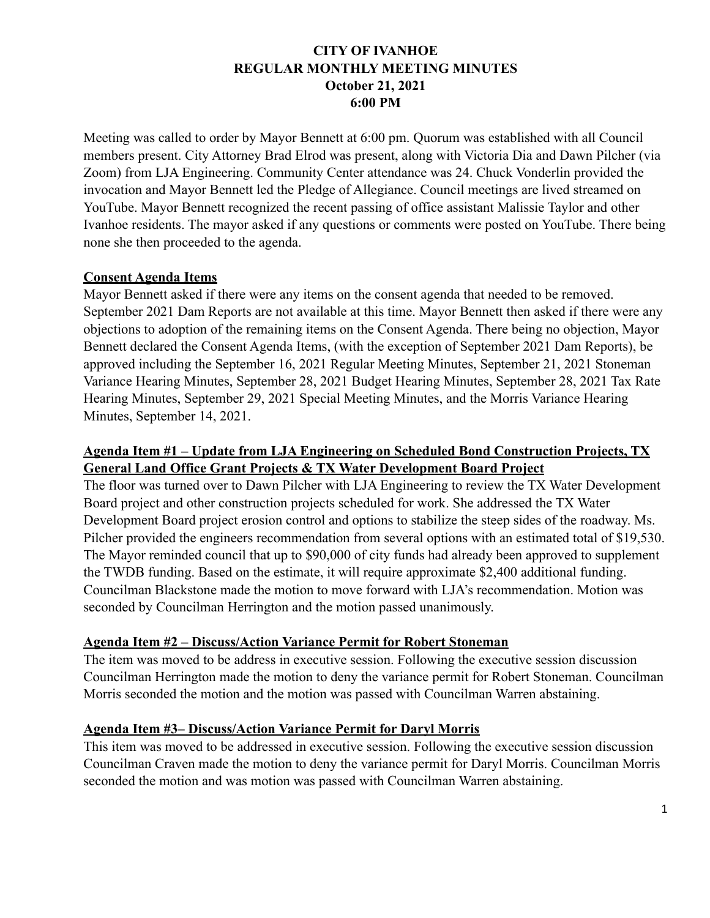# CITY OF IVANHOE
## REGULAR MONTHLY MEETING MINUTES
### October 21, 2021
### 6:00 PM

Meeting was called to order by Mayor Bennett at 6:00 pm. Quorum was established with all Council members present. City Attorney Brad Elrod was present, along with Victoria Dia and Dawn Pilcher (via Zoom) from LJA Engineering. Community Center attendance was 24. Chuck Vonderlin provided the invocation and Mayor Bennett led the Pledge of Allegiance. Council meetings are lived streamed on YouTube. Mayor Bennett recognized the recent passing of office assistant Malissie Taylor and other Ivanhoe residents. The mayor asked if any questions or comments were posted on YouTube. There being none she then proceeded to the agenda.

**Consent Agenda Items**

Mayor Bennett asked if there were any items on the consent agenda that needed to be removed. September 2021 Dam Reports are not available at this time. Mayor Bennett then asked if there were any objections to adoption of the remaining items on the Consent Agenda. There being no objection, Mayor Bennett declared the Consent Agenda Items, (with the exception of September 2021 Dam Reports), be approved including the September 16, 2021 Regular Meeting Minutes, September 21, 2021 Stoneman Variance Hearing Minutes, September 28, 2021 Budget Hearing Minutes, September 28, 2021 Tax Rate Hearing Minutes, September 29, 2021 Special Meeting Minutes, and the Morris Variance Hearing Minutes, September 14, 2021.

**Agenda Item #1 – Update from LJA Engineering on Scheduled Bond Construction Projects, TX General Land Office Grant Projects & TX Water Development Board Project**

The floor was turned over to Dawn Pilcher with LJA Engineering to review the TX Water Development Board project and other construction projects scheduled for work. She addressed the TX Water Development Board project erosion control and options to stabilize the steep sides of the roadway. Ms. Pilcher provided the engineers recommendation from several options with an estimated total of $19,530. The Mayor reminded council that up to $90,000 of city funds had already been approved to supplement the TWDB funding. Based on the estimate, it will require approximate $2,400 additional funding. Councilman Blackstone made the motion to move forward with LJA's recommendation. Motion was seconded by Councilman Herrington and the motion passed unanimously.

**Agenda Item #2 – Discuss/Action Variance Permit for Robert Stoneman**

The item was moved to be address in executive session. Following the executive session discussion Councilman Herrington made the motion to deny the variance permit for Robert Stoneman. Councilman Morris seconded the motion and the motion was passed with Councilman Warren abstaining.

**Agenda Item #3– Discuss/Action Variance Permit for Daryl Morris**

This item was moved to be addressed in executive session. Following the executive session discussion Councilman Craven made the motion to deny the variance permit for Daryl Morris. Councilman Morris seconded the motion and was motion was passed with Councilman Warren abstaining.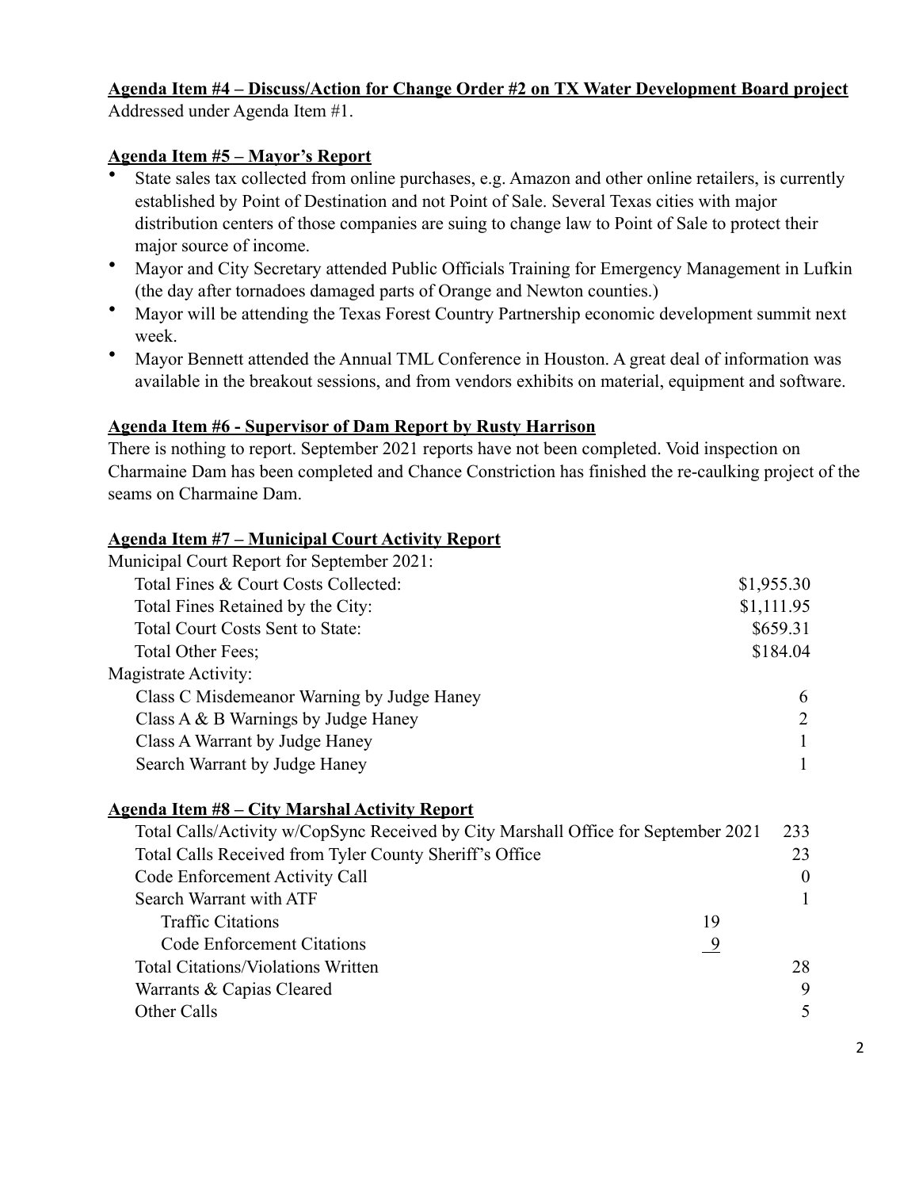**Agenda Item #4 – Discuss/Action for Change Order #2 on TX Water Development Board project**

Addressed under Agenda Item #1.

**Agenda Item #5 – Mayor's Report**

- State sales tax collected from online purchases, e.g. Amazon and other online retailers, is currently established by Point of Destination and not Point of Sale. Several Texas cities with major distribution centers of those companies are suing to change law to Point of Sale to protect their major source of income.
- Mayor and City Secretary attended Public Officials Training for Emergency Management in Lufkin (the day after tornadoes damaged parts of Orange and Newton counties.)
- Mayor will be attending the Texas Forest Country Partnership economic development summit next week.
- Mayor Bennett attended the Annual TML Conference in Houston. A great deal of information was available in the breakout sessions, and from vendors exhibits on material, equipment and software.

**Agenda Item #6 - Supervisor of Dam Report by Rusty Harrison**

There is nothing to report. September 2021 reports have not been completed. Void inspection on Charmaine Dam has been completed and Chance Constriction has finished the re-caulking project of the seams on Charmaine Dam.

**Agenda Item #7 – Municipal Court Activity Report**

| Municipal Court Report for September 2021: | |
|---|---|
| Total Fines & Court Costs Collected: | $1,955.30 |
| Total Fines Retained by the City: | $1,111.95 |
| Total Court Costs Sent to State: | $659.31 |
| Total Other Fees; | $184.04 |
| Magistrate Activity: | |
| Class C Misdemeanor Warning by Judge Haney | 6 |
| Class A & B Warnings by Judge Haney | 2 |
| Class A Warrant by Judge Haney | 1 |
| Search Warrant by Judge Haney | 1 |

**Agenda Item #8 – City Marshal Activity Report**

| | | |
|---|---|---|
| Total Calls/Activity w/CopSync Received by City Marshall Office for September 2021 | | 233 |
| Total Calls Received from Tyler County Sheriff's Office | | 23 |
| Code Enforcement Activity Call | | 0 |
| Search Warrant with ATF | | 1 |
| Traffic Citations | 19 | |
| Code Enforcement Citations | 9 | |
| Total Citations/Violations Written | | 28 |
| Warrants & Capias Cleared | | 9 |
| Other Calls | | 5 |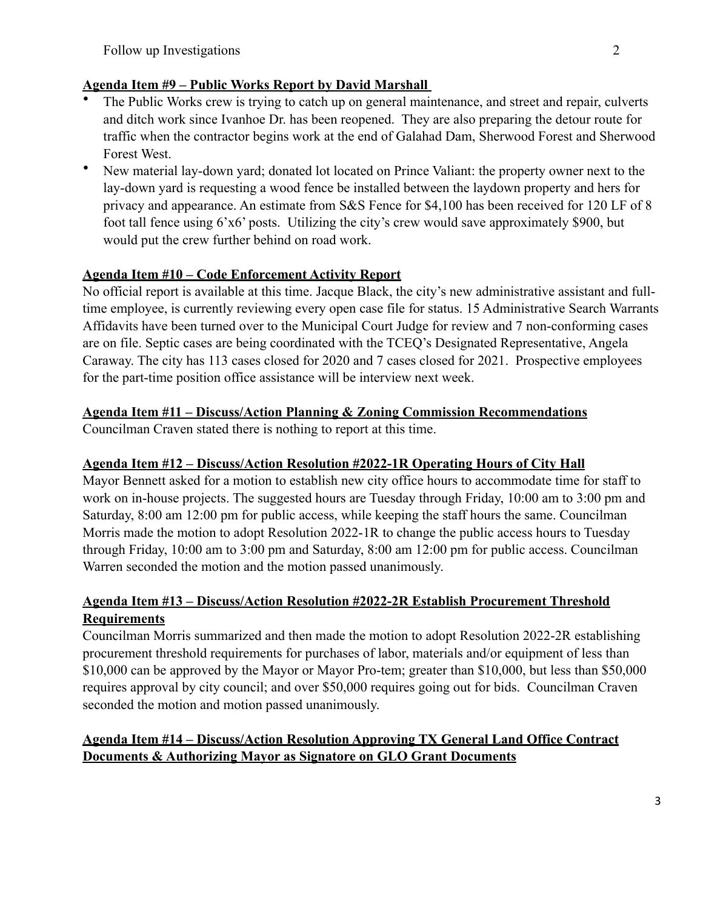Follow up Investigations 2

**Agenda Item #9 – Public Works Report by David Marshall**

- The Public Works crew is trying to catch up on general maintenance, and street and repair, culverts and ditch work since Ivanhoe Dr. has been reopened. They are also preparing the detour route for traffic when the contractor begins work at the end of Galahad Dam, Sherwood Forest and Sherwood Forest West.
- New material lay-down yard; donated lot located on Prince Valiant: the property owner next to the lay-down yard is requesting a wood fence be installed between the laydown property and hers for privacy and appearance. An estimate from S&S Fence for $4,100 has been received for 120 LF of 8 foot tall fence using 6'x6' posts. Utilizing the city's crew would save approximately $900, but would put the crew further behind on road work.

**Agenda Item #10 – Code Enforcement Activity Report**

No official report is available at this time. Jacque Black, the city's new administrative assistant and full-time employee, is currently reviewing every open case file for status. 15 Administrative Search Warrants Affidavits have been turned over to the Municipal Court Judge for review and 7 non-conforming cases are on file. Septic cases are being coordinated with the TCEQ's Designated Representative, Angela Caraway. The city has 113 cases closed for 2020 and 7 cases closed for 2021. Prospective employees for the part-time position office assistance will be interview next week.

**Agenda Item #11 – Discuss/Action Planning & Zoning Commission Recommendations**

Councilman Craven stated there is nothing to report at this time.

**Agenda Item #12 – Discuss/Action Resolution #2022-1R Operating Hours of City Hall**

Mayor Bennett asked for a motion to establish new city office hours to accommodate time for staff to work on in-house projects. The suggested hours are Tuesday through Friday, 10:00 am to 3:00 pm and Saturday, 8:00 am 12:00 pm for public access, while keeping the staff hours the same. Councilman Morris made the motion to adopt Resolution 2022-1R to change the public access hours to Tuesday through Friday, 10:00 am to 3:00 pm and Saturday, 8:00 am 12:00 pm for public access. Councilman Warren seconded the motion and the motion passed unanimously.

**Agenda Item #13 – Discuss/Action Resolution #2022-2R Establish Procurement Threshold Requirements**

Councilman Morris summarized and then made the motion to adopt Resolution 2022-2R establishing procurement threshold requirements for purchases of labor, materials and/or equipment of less than $10,000 can be approved by the Mayor or Mayor Pro-tem; greater than $10,000, but less than $50,000 requires approval by city council; and over $50,000 requires going out for bids. Councilman Craven seconded the motion and motion passed unanimously.

**Agenda Item #14 – Discuss/Action Resolution Approving TX General Land Office Contract Documents & Authorizing Mayor as Signatore on GLO Grant Documents**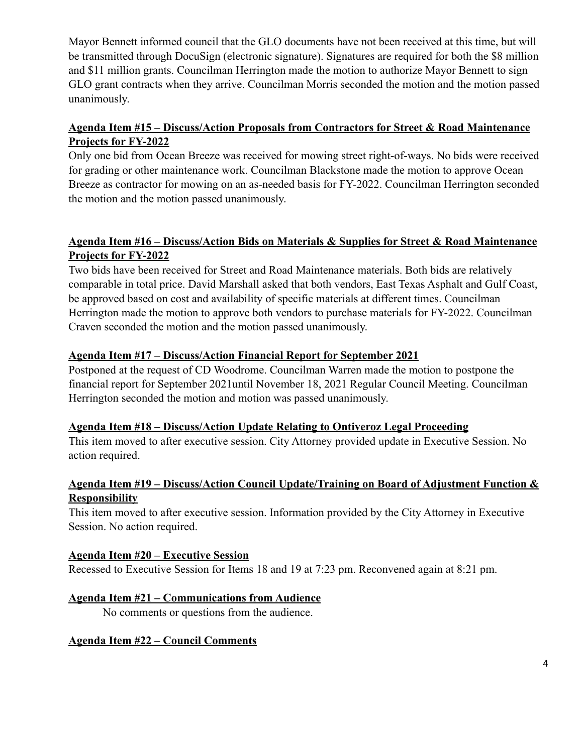Mayor Bennett informed council that the GLO documents have not been received at this time, but will be transmitted through DocuSign (electronic signature). Signatures are required for both the $8 million and $11 million grants. Councilman Herrington made the motion to authorize Mayor Bennett to sign GLO grant contracts when they arrive. Councilman Morris seconded the motion and the motion passed unanimously.

**Agenda Item #15 – Discuss/Action Proposals from Contractors for Street & Road Maintenance Projects for FY-2022**

Only one bid from Ocean Breeze was received for mowing street right-of-ways. No bids were received for grading or other maintenance work. Councilman Blackstone made the motion to approve Ocean Breeze as contractor for mowing on an as-needed basis for FY-2022. Councilman Herrington seconded the motion and the motion passed unanimously.

**Agenda Item #16 – Discuss/Action Bids on Materials & Supplies for Street & Road Maintenance Projects for FY-2022**

Two bids have been received for Street and Road Maintenance materials. Both bids are relatively comparable in total price. David Marshall asked that both vendors, East Texas Asphalt and Gulf Coast, be approved based on cost and availability of specific materials at different times. Councilman Herrington made the motion to approve both vendors to purchase materials for FY-2022. Councilman Craven seconded the motion and the motion passed unanimously.

**Agenda Item #17 – Discuss/Action Financial Report for September 2021**

Postponed at the request of CD Woodrome. Councilman Warren made the motion to postpone the financial report for September 2021until November 18, 2021 Regular Council Meeting. Councilman Herrington seconded the motion and motion was passed unanimously.

**Agenda Item #18 – Discuss/Action Update Relating to Ontiveroz Legal Proceeding**

This item moved to after executive session. City Attorney provided update in Executive Session. No action required.

**Agenda Item #19 – Discuss/Action Council Update/Training on Board of Adjustment Function & Responsibility**

This item moved to after executive session. Information provided by the City Attorney in Executive Session. No action required.

**Agenda Item #20 – Executive Session**

Recessed to Executive Session for Items 18 and 19 at 7:23 pm. Reconvened again at 8:21 pm.

**Agenda Item #21 – Communications from Audience**

No comments or questions from the audience.

**Agenda Item #22 – Council Comments**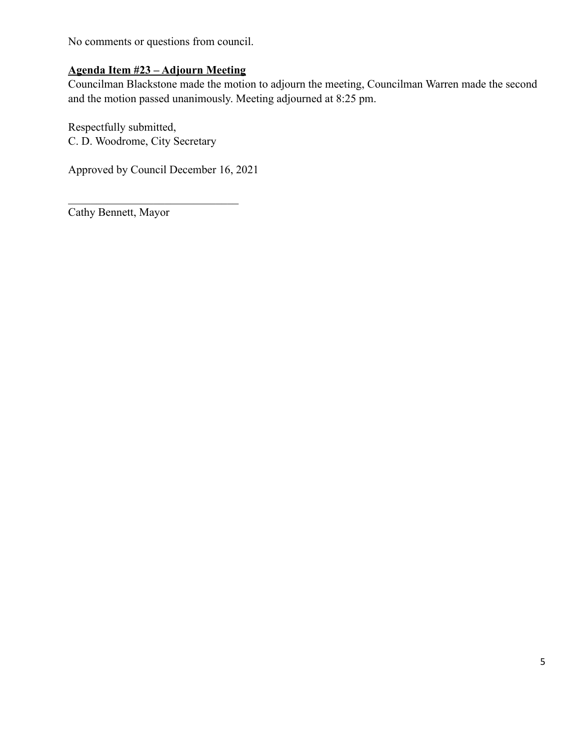No comments or questions from council.

**Agenda Item #23 – Adjourn Meeting**

Councilman Blackstone made the motion to adjourn the meeting, Councilman Warren made the second and the motion passed unanimously. Meeting adjourned at 8:25 pm.

Respectfully submitted,
C. D. Woodrome, City Secretary

Approved by Council December 16, 2021

\_\_\_\_\_\_\_\_\_\_\_\_\_\_\_\_\_\_\_\_\_\_\_\_\_\_\_\_\_\_\_\_
Cathy Bennett, Mayor